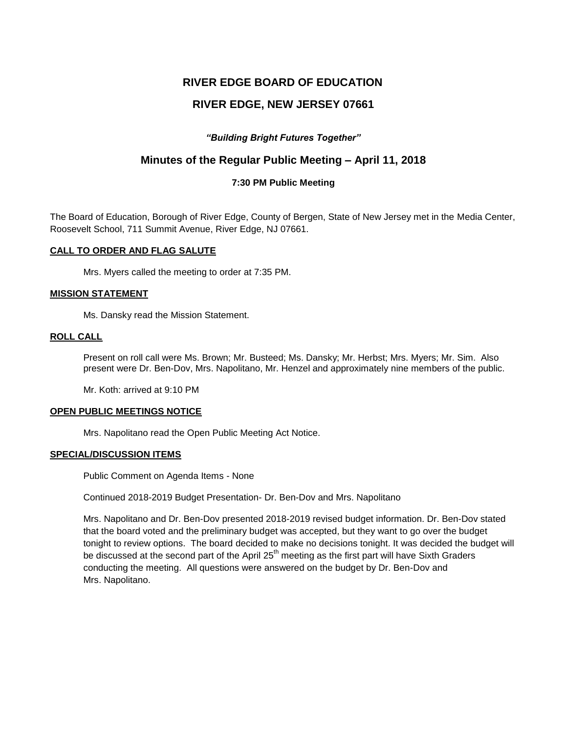# RIVER EDGE BOARD OF EDUCATION

# RIVER EDGE, NEW JERSEY 07661

***"Building Bright Futures Together"***

## Minutes of the Regular Public Meeting – April 11, 2018

### 7:30 PM Public Meeting

The Board of Education, Borough of River Edge, County of Bergen, State of New Jersey met in the Media Center, Roosevelt School, 711 Summit Avenue, River Edge, NJ 07661.

**CALL TO ORDER AND FLAG SALUTE**

Mrs. Myers called the meeting to order at 7:35 PM.

**MISSION STATEMENT**

Ms. Dansky read the Mission Statement.

**ROLL CALL**

Present on roll call were Ms. Brown; Mr. Busteed; Ms. Dansky; Mr. Herbst; Mrs. Myers; Mr. Sim. Also present were Dr. Ben-Dov, Mrs. Napolitano, Mr. Henzel and approximately nine members of the public.

Mr. Koth: arrived at 9:10 PM

**OPEN PUBLIC MEETINGS NOTICE**

Mrs. Napolitano read the Open Public Meeting Act Notice.

**SPECIAL/DISCUSSION ITEMS**

Public Comment on Agenda Items - None

Continued 2018-2019 Budget Presentation- Dr. Ben-Dov and Mrs. Napolitano

Mrs. Napolitano and Dr. Ben-Dov presented 2018-2019 revised budget information. Dr. Ben-Dov stated that the board voted and the preliminary budget was accepted, but they want to go over the budget tonight to review options. The board decided to make no decisions tonight. It was decided the budget will be discussed at the second part of the April 25th meeting as the first part will have Sixth Graders conducting the meeting. All questions were answered on the budget by Dr. Ben-Dov and Mrs. Napolitano.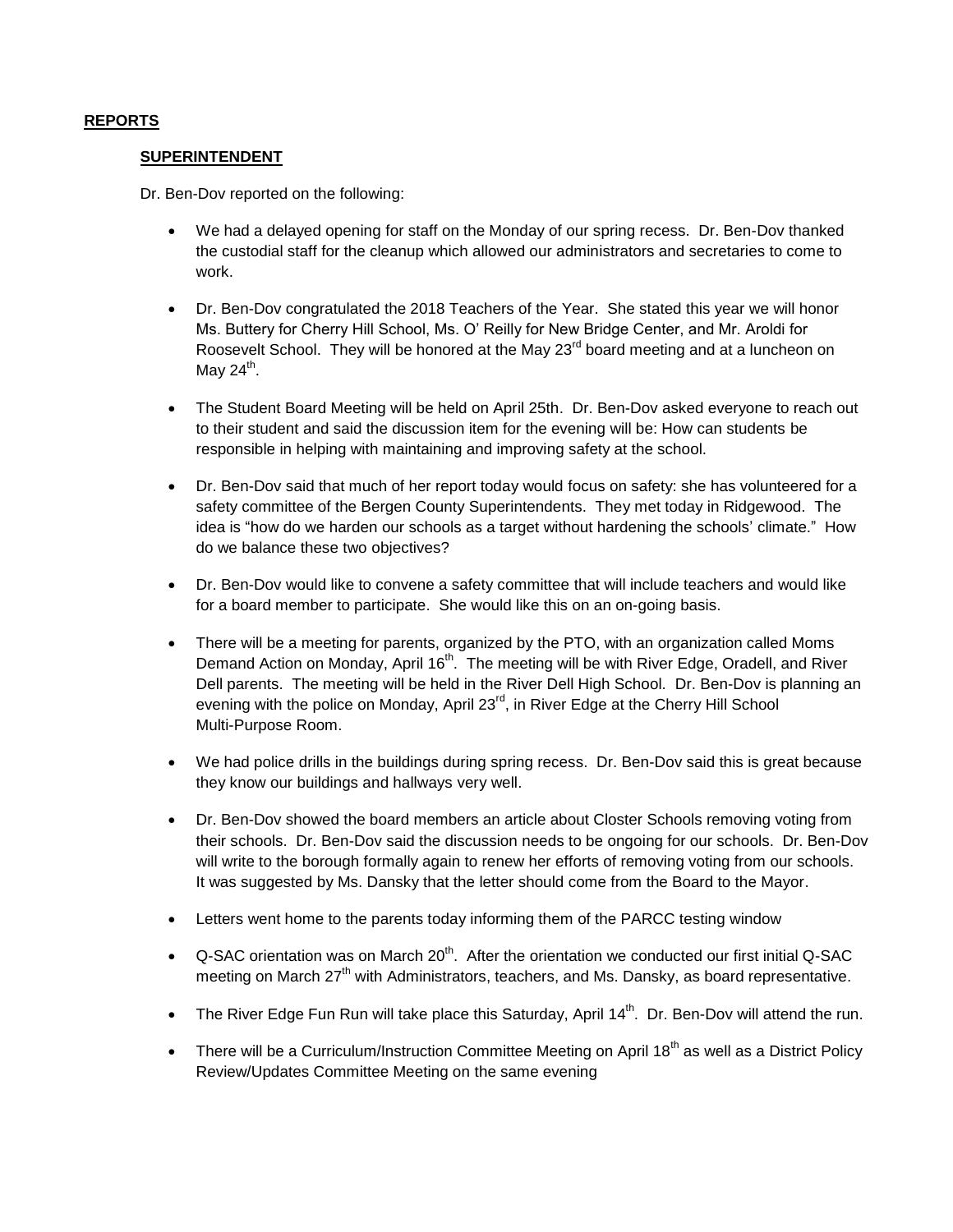## REPORTS

### SUPERINTENDENT

Dr. Ben-Dov reported on the following:

- We had a delayed opening for staff on the Monday of our spring recess. Dr. Ben-Dov thanked the custodial staff for the cleanup which allowed our administrators and secretaries to come to work.

- Dr. Ben-Dov congratulated the 2018 Teachers of the Year. She stated this year we will honor Ms. Buttery for Cherry Hill School, Ms. O' Reilly for New Bridge Center, and Mr. Aroldi for Roosevelt School. They will be honored at the May 23rd board meeting and at a luncheon on May 24th.

- The Student Board Meeting will be held on April 25th. Dr. Ben-Dov asked everyone to reach out to their student and said the discussion item for the evening will be: How can students be responsible in helping with maintaining and improving safety at the school.

- Dr. Ben-Dov said that much of her report today would focus on safety: she has volunteered for a safety committee of the Bergen County Superintendents. They met today in Ridgewood. The idea is "how do we harden our schools as a target without hardening the schools' climate." How do we balance these two objectives?

- Dr. Ben-Dov would like to convene a safety committee that will include teachers and would like for a board member to participate. She would like this on an on-going basis.

- There will be a meeting for parents, organized by the PTO, with an organization called Moms Demand Action on Monday, April 16th. The meeting will be with River Edge, Oradell, and River Dell parents. The meeting will be held in the River Dell High School. Dr. Ben-Dov is planning an evening with the police on Monday, April 23rd, in River Edge at the Cherry Hill School Multi-Purpose Room.

- We had police drills in the buildings during spring recess. Dr. Ben-Dov said this is great because they know our buildings and hallways very well.

- Dr. Ben-Dov showed the board members an article about Closter Schools removing voting from their schools. Dr. Ben-Dov said the discussion needs to be ongoing for our schools. Dr. Ben-Dov will write to the borough formally again to renew her efforts of removing voting from our schools. It was suggested by Ms. Dansky that the letter should come from the Board to the Mayor.

- Letters went home to the parents today informing them of the PARCC testing window

- Q-SAC orientation was on March 20th. After the orientation we conducted our first initial Q-SAC meeting on March 27th with Administrators, teachers, and Ms. Dansky, as board representative.

- The River Edge Fun Run will take place this Saturday, April 14th. Dr. Ben-Dov will attend the run.

- There will be a Curriculum/Instruction Committee Meeting on April 18th as well as a District Policy Review/Updates Committee Meeting on the same evening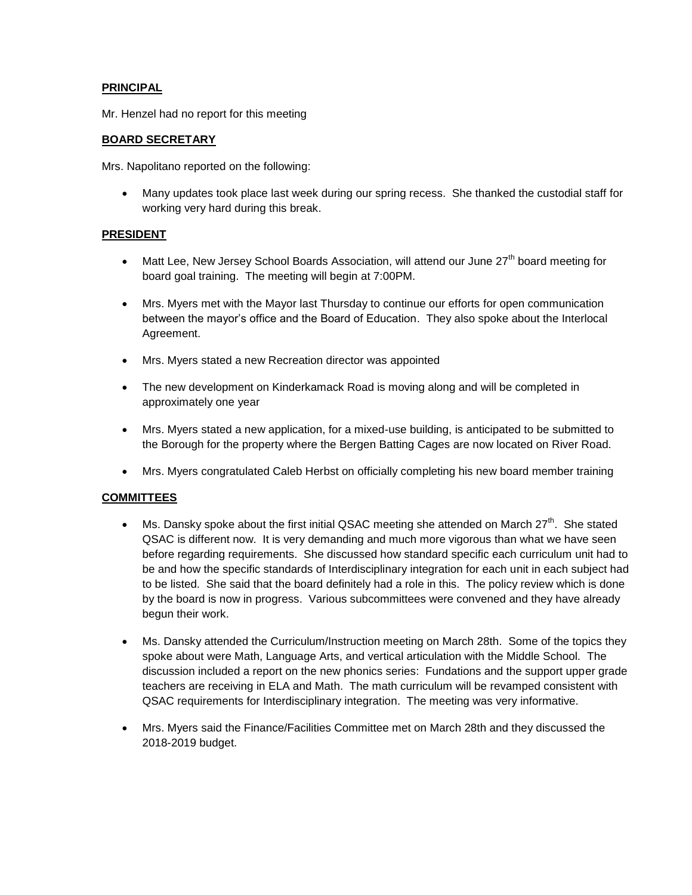**PRINCIPAL**

Mr. Henzel had no report for this meeting

**BOARD SECRETARY**

Mrs. Napolitano reported on the following:

- Many updates took place last week during our spring recess. She thanked the custodial staff for working very hard during this break.

**PRESIDENT**

- Matt Lee, New Jersey School Boards Association, will attend our June 27th board meeting for board goal training. The meeting will begin at 7:00PM.
- Mrs. Myers met with the Mayor last Thursday to continue our efforts for open communication between the mayor's office and the Board of Education. They also spoke about the Interlocal Agreement.
- Mrs. Myers stated a new Recreation director was appointed
- The new development on Kinderkamack Road is moving along and will be completed in approximately one year
- Mrs. Myers stated a new application, for a mixed-use building, is anticipated to be submitted to the Borough for the property where the Bergen Batting Cages are now located on River Road.
- Mrs. Myers congratulated Caleb Herbst on officially completing his new board member training

**COMMITTEES**

- Ms. Dansky spoke about the first initial QSAC meeting she attended on March 27th. She stated QSAC is different now. It is very demanding and much more vigorous than what we have seen before regarding requirements. She discussed how standard specific each curriculum unit had to be and how the specific standards of Interdisciplinary integration for each unit in each subject had to be listed. She said that the board definitely had a role in this. The policy review which is done by the board is now in progress. Various subcommittees were convened and they have already begun their work.
- Ms. Dansky attended the Curriculum/Instruction meeting on March 28th. Some of the topics they spoke about were Math, Language Arts, and vertical articulation with the Middle School. The discussion included a report on the new phonics series: Fundations and the support upper grade teachers are receiving in ELA and Math. The math curriculum will be revamped consistent with QSAC requirements for Interdisciplinary integration. The meeting was very informative.
- Mrs. Myers said the Finance/Facilities Committee met on March 28th and they discussed the 2018-2019 budget.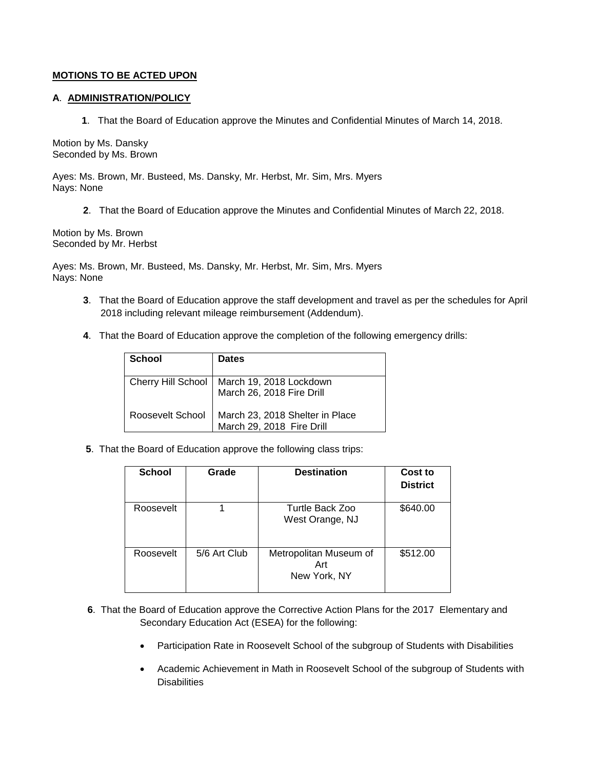**MOTIONS TO BE ACTED UPON**

**A**. **ADMINISTRATION/POLICY**

**1**. That the Board of Education approve the Minutes and Confidential Minutes of March 14, 2018.

Motion by Ms. Dansky
Seconded by Ms. Brown

Ayes: Ms. Brown, Mr. Busteed, Ms. Dansky, Mr. Herbst, Mr. Sim, Mrs. Myers
Nays: None

**2**. That the Board of Education approve the Minutes and Confidential Minutes of March 22, 2018.

Motion by Ms. Brown
Seconded by Mr. Herbst

Ayes: Ms. Brown, Mr. Busteed, Ms. Dansky, Mr. Herbst, Mr. Sim, Mrs. Myers
Nays: None

**3**. That the Board of Education approve the staff development and travel as per the schedules for April 2018 including relevant mileage reimbursement (Addendum).

**4**. That the Board of Education approve the completion of the following emergency drills:

| School | Dates |
|---|---|
| Cherry Hill School | March 19, 2018 Lockdown<br>March 26, 2018 Fire Drill |
| Roosevelt School | March 23, 2018 Shelter in Place<br>March 29, 2018 Fire Drill |

**5**. That the Board of Education approve the following class trips:

| School | Grade | Destination | Cost to District |
|---|---|---|---|
| Roosevelt | 1 | Turtle Back Zoo<br>West Orange, NJ | $640.00 |
| Roosevelt | 5/6 Art Club | Metropolitan Museum of Art<br>New York, NY | $512.00 |

**6**. That the Board of Education approve the Corrective Action Plans for the 2017 Elementary and Secondary Education Act (ESEA) for the following:

- Participation Rate in Roosevelt School of the subgroup of Students with Disabilities
- Academic Achievement in Math in Roosevelt School of the subgroup of Students with Disabilities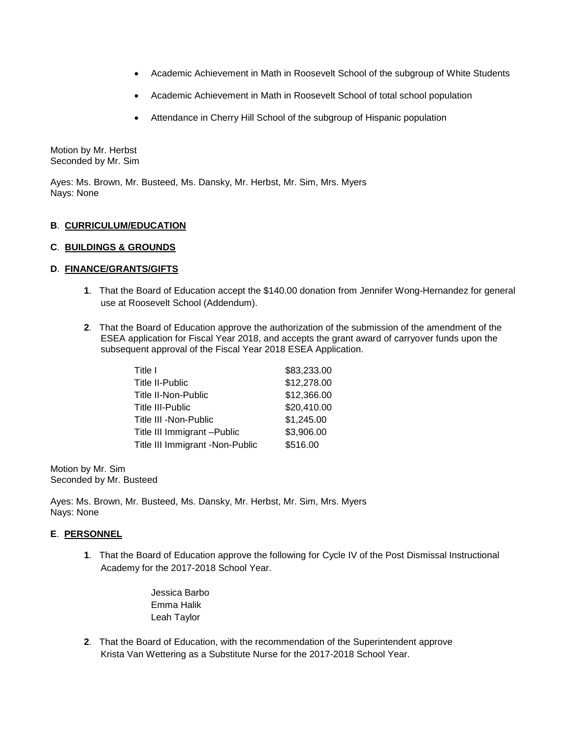- Academic Achievement in Math in Roosevelt School of the subgroup of White Students
- Academic Achievement in Math in Roosevelt School of total school population
- Attendance in Cherry Hill School of the subgroup of Hispanic population

Motion by Mr. Herbst
Seconded by Mr. Sim

Ayes: Ms. Brown, Mr. Busteed, Ms. Dansky, Mr. Herbst, Mr. Sim, Mrs. Myers
Nays: None

**B**. **CURRICULUM/EDUCATION**

**C**. **BUILDINGS & GROUNDS**

**D**. **FINANCE/GRANTS/GIFTS**

**1**. That the Board of Education accept the $140.00 donation from Jennifer Wong-Hernandez for general use at Roosevelt School (Addendum).

**2**. That the Board of Education approve the authorization of the submission of the amendment of the ESEA application for Fiscal Year 2018, and accepts the grant award of carryover funds upon the subsequent approval of the Fiscal Year 2018 ESEA Application.

| | |
|---|---|
| Title I | $83,233.00 |
| Title II-Public | $12,278.00 |
| Title II-Non-Public | $12,366.00 |
| Title III-Public | $20,410.00 |
| Title III -Non-Public | $1,245.00 |
| Title III Immigrant –Public | $3,906.00 |
| Title III Immigrant -Non-Public | $516.00 |

Motion by Mr. Sim
Seconded by Mr. Busteed

Ayes: Ms. Brown, Mr. Busteed, Ms. Dansky, Mr. Herbst, Mr. Sim, Mrs. Myers
Nays: None

**E**. **PERSONNEL**

**1**. That the Board of Education approve the following for Cycle IV of the Post Dismissal Instructional Academy for the 2017-2018 School Year.

Jessica Barbo
Emma Halik
Leah Taylor

**2**. That the Board of Education, with the recommendation of the Superintendent approve Krista Van Wettering as a Substitute Nurse for the 2017-2018 School Year.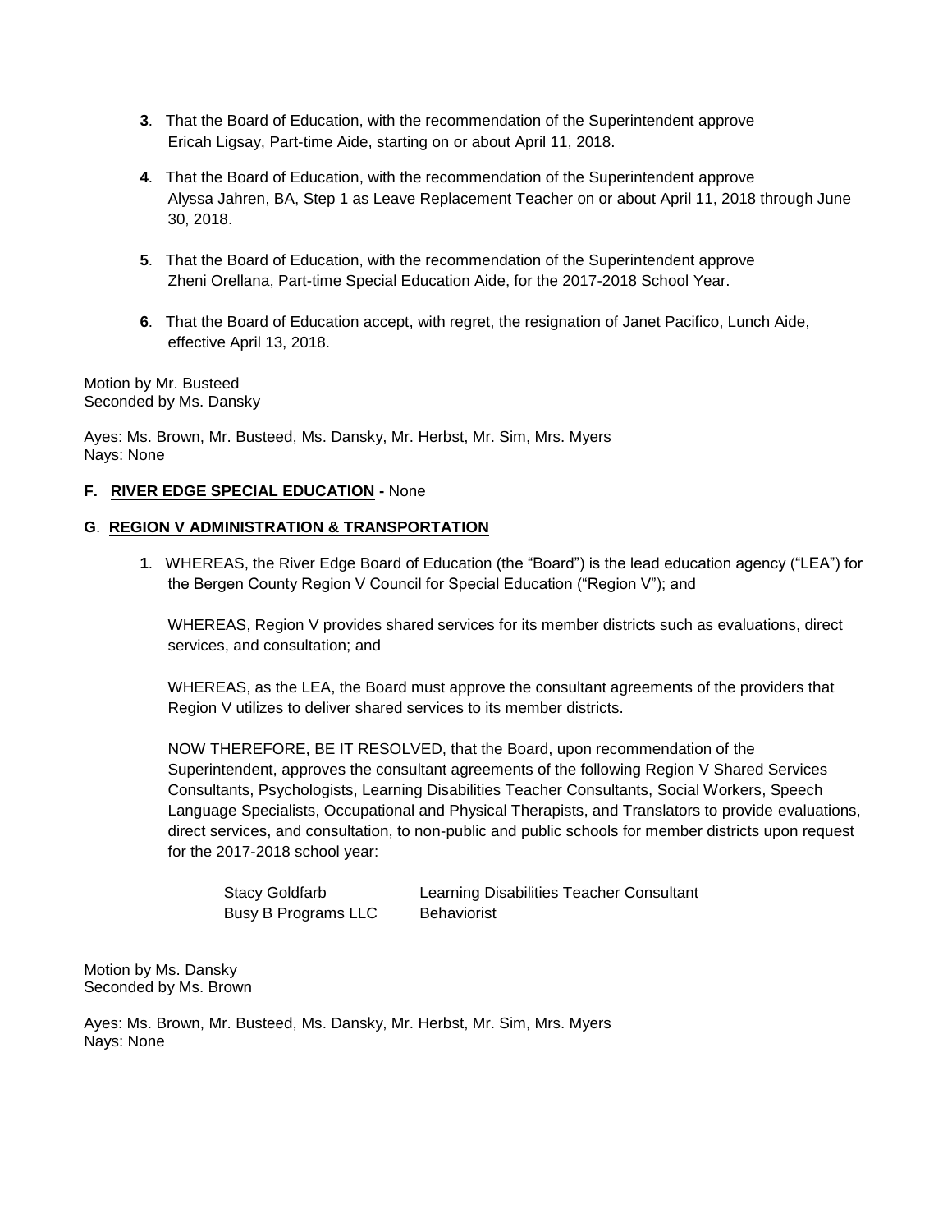3. That the Board of Education, with the recommendation of the Superintendent approve Ericah Ligsay, Part-time Aide, starting on or about April 11, 2018.

4. That the Board of Education, with the recommendation of the Superintendent approve Alyssa Jahren, BA, Step 1 as Leave Replacement Teacher on or about April 11, 2018 through June 30, 2018.

5. That the Board of Education, with the recommendation of the Superintendent approve Zheni Orellana, Part-time Special Education Aide, for the 2017-2018 School Year.

6. That the Board of Education accept, with regret, the resignation of Janet Pacifico, Lunch Aide, effective April 13, 2018.

Motion by Mr. Busteed
Seconded by Ms. Dansky

Ayes: Ms. Brown, Mr. Busteed, Ms. Dansky, Mr. Herbst, Mr. Sim, Mrs. Myers
Nays: None

**F. RIVER EDGE SPECIAL EDUCATION -** None

**G. REGION V ADMINISTRATION & TRANSPORTATION**

1. WHEREAS, the River Edge Board of Education (the "Board") is the lead education agency ("LEA") for the Bergen County Region V Council for Special Education ("Region V"); and

   WHEREAS, Region V provides shared services for its member districts such as evaluations, direct services, and consultation; and

   WHEREAS, as the LEA, the Board must approve the consultant agreements of the providers that Region V utilizes to deliver shared services to its member districts.

   NOW THEREFORE, BE IT RESOLVED, that the Board, upon recommendation of the Superintendent, approves the consultant agreements of the following Region V Shared Services Consultants, Psychologists, Learning Disabilities Teacher Consultants, Social Workers, Speech Language Specialists, Occupational and Physical Therapists, and Translators to provide evaluations, direct services, and consultation, to non-public and public schools for member districts upon request for the 2017-2018 school year:

| | |
|---|---|
| Stacy Goldfarb | Learning Disabilities Teacher Consultant |
| Busy B Programs LLC | Behaviorist |

Motion by Ms. Dansky
Seconded by Ms. Brown

Ayes: Ms. Brown, Mr. Busteed, Ms. Dansky, Mr. Herbst, Mr. Sim, Mrs. Myers
Nays: None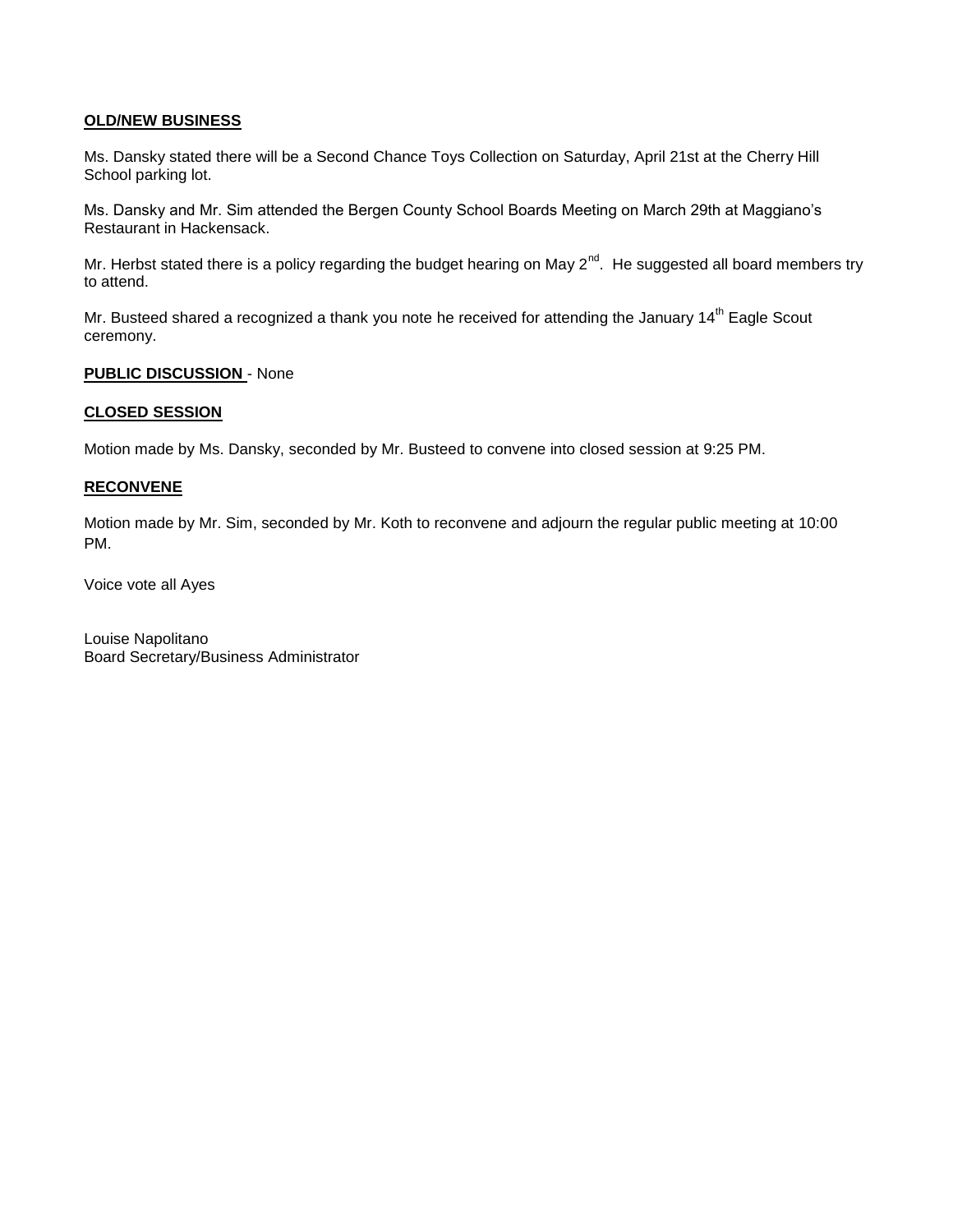**OLD/NEW BUSINESS**

Ms. Dansky stated there will be a Second Chance Toys Collection on Saturday, April 21st at the Cherry Hill School parking lot.

Ms. Dansky and Mr. Sim attended the Bergen County School Boards Meeting on March 29th at Maggiano's Restaurant in Hackensack.

Mr. Herbst stated there is a policy regarding the budget hearing on May 2nd. He suggested all board members try to attend.

Mr. Busteed shared a recognized a thank you note he received for attending the January 14th Eagle Scout ceremony.

**PUBLIC DISCUSSION** - None

**CLOSED SESSION**

Motion made by Ms. Dansky, seconded by Mr. Busteed to convene into closed session at 9:25 PM.

**RECONVENE**

Motion made by Mr. Sim, seconded by Mr. Koth to reconvene and adjourn the regular public meeting at 10:00 PM.

Voice vote all Ayes

Louise Napolitano
Board Secretary/Business Administrator